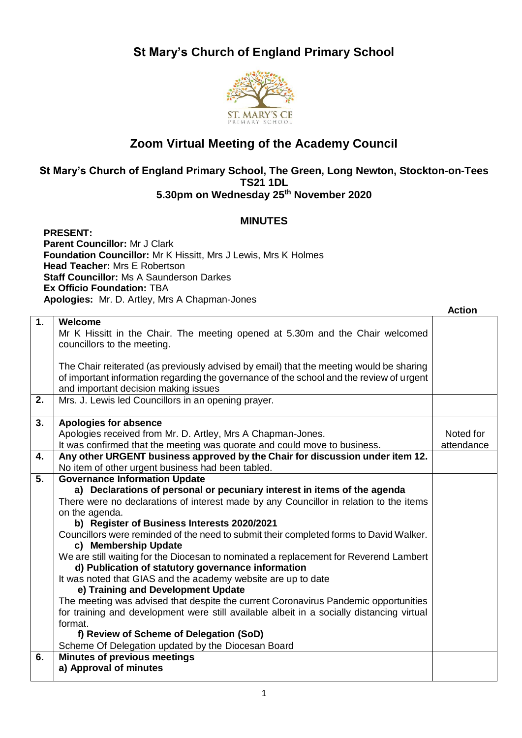# St Mary's Church of England Primary School

## Zoom Virtual Meeting of the Academy Council

### St Mary's Church of England Primary School, The Green, Long Newton, Stockton-on-Tees TS21 1DL
### 5.30pm on Wednesday 25th November 2020

### MINUTES

**PRESENT:**
**Parent Councillor:** Mr J Clark
**Foundation Councillor:** Mr K Hissitt, Mrs J Lewis, Mrs K Holmes
**Head Teacher:** Mrs E Robertson
**Staff Councillor:** Ms A Saunderson Darkes
**Ex Officio Foundation:** TBA
**Apologies:** Mr. D. Artley, Mrs A Chapman-Jones

| | | **Action** |
|---|---|---|
| **1.** | **Welcome**<br>Mr K Hissitt in the Chair. The meeting opened at 5.30m and the Chair welcomed councillors to the meeting.<br><br>The Chair reiterated (as previously advised by email) that the meeting would be sharing of important information regarding the governance of the school and the review of urgent and important decision making issues | |
| **2.** | Mrs. J. Lewis led Councillors in an opening prayer. | |
| **3.** | **Apologies for absence**<br>Apologies received from Mr. D. Artley, Mrs A Chapman-Jones.<br>It was confirmed that the meeting was quorate and could move to business. | Noted for attendance |
| **4.** | **Any other URGENT business approved by the Chair for discussion under item 12.**<br>No item of other urgent business had been tabled. | |
| **5.** | **Governance Information Update**<br>**a) Declarations of personal or pecuniary interest in items of the agenda**<br>There were no declarations of interest made by any Councillor in relation to the items on the agenda.<br>**b) Register of Business Interests 2020/2021**<br>Councillors were reminded of the need to submit their completed forms to David Walker.<br>**c) Membership Update**<br>We are still waiting for the Diocesan to nominated a replacement for Reverend Lambert<br>**d) Publication of statutory governance information**<br>It was noted that GIAS and the academy website are up to date<br>**e) Training and Development Update**<br>The meeting was advised that despite the current Coronavirus Pandemic opportunities for training and development were still available albeit in a socially distancing virtual format.<br>**f) Review of Scheme of Delegation (SoD)**<br>Scheme Of Delegation updated by the Diocesan Board | |
| **6.** | **Minutes of previous meetings**<br>**a) Approval of minutes** | |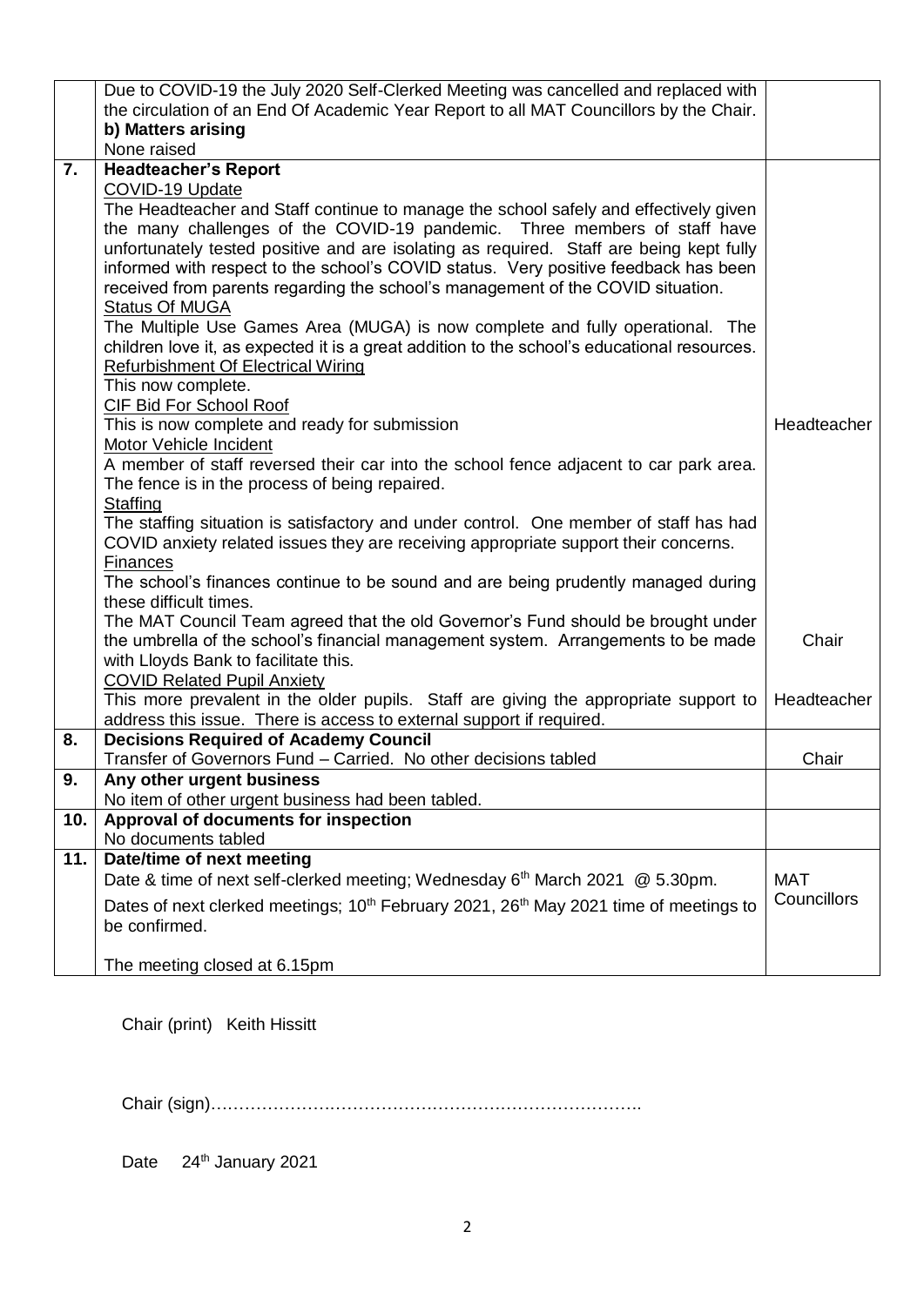| | | |
|---|---|---|
| | Due to COVID-19 the July 2020 Self-Clerked Meeting was cancelled and replaced with the circulation of an End Of Academic Year Report to all MAT Councillors by the Chair.<br>**b) Matters arising**<br>None raised | |
| **7.** | **Headteacher's Report**<br>COVID-19 Update<br>The Headteacher and Staff continue to manage the school safely and effectively given the many challenges of the COVID-19 pandemic. Three members of staff have unfortunately tested positive and are isolating as required. Staff are being kept fully informed with respect to the school's COVID status. Very positive feedback has been received from parents regarding the school's management of the COVID situation.<br>Status Of MUGA<br>The Multiple Use Games Area (MUGA) is now complete and fully operational. The children love it, as expected it is a great addition to the school's educational resources.<br>Refurbishment Of Electrical Wiring<br>This now complete.<br>CIF Bid For School Roof<br>This is now complete and ready for submission<br>Motor Vehicle Incident<br>A member of staff reversed their car into the school fence adjacent to car park area. The fence is in the process of being repaired.<br>Staffing<br>The staffing situation is satisfactory and under control. One member of staff has had COVID anxiety related issues they are receiving appropriate support their concerns.<br>Finances<br>The school's finances continue to be sound and are being prudently managed during these difficult times.<br>The MAT Council Team agreed that the old Governor's Fund should be brought under the umbrella of the school's financial management system. Arrangements to be made with Lloyds Bank to facilitate this.<br>COVID Related Pupil Anxiety<br>This more prevalent in the older pupils. Staff are giving the appropriate support to address this issue. There is access to external support if required. | Headteacher<br><br>Chair<br><br>Headteacher |
| **8.** | **Decisions Required of Academy Council**<br>Transfer of Governors Fund – Carried. No other decisions tabled | Chair |
| **9.** | **Any other urgent business**<br>No item of other urgent business had been tabled. | |
| **10.** | **Approval of documents for inspection**<br>No documents tabled | |
| **11.** | **Date/time of next meeting**<br>Date & time of next self-clerked meeting; Wednesday 6th March 2021 @ 5.30pm.<br>Dates of next clerked meetings; 10th February 2021, 26th May 2021 time of meetings to be confirmed.<br><br>The meeting closed at 6.15pm | MAT Councillors |

Chair (print) Keith Hissitt

Chair (sign)…………………………………………………………………

Date 24th January 2021